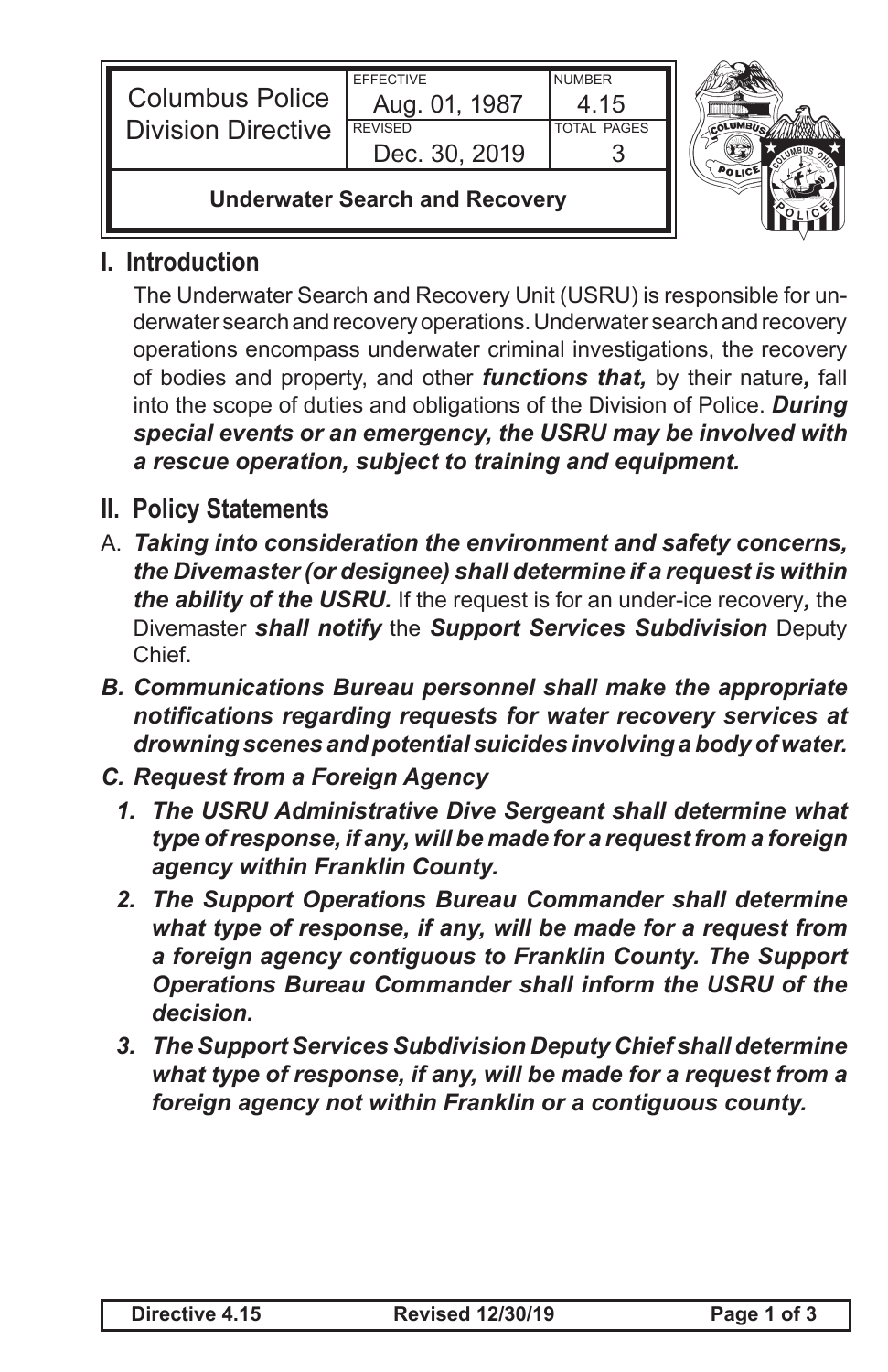| Columbus Police Division Directive | EFFECTIVE Aug. 01, 1987 | NUMBER 4.15 |
| --- | --- | --- |
| | REVISED Dec. 30, 2019 | TOTAL PAGES 3 |
| **Underwater Search and Recovery** | | |

## I. Introduction

The Underwater Search and Recovery Unit (USRU) is responsible for underwater search and recovery operations. Underwater search and recovery operations encompass underwater criminal investigations, the recovery of bodies and property, and other ***functions that,*** by their nature***,*** fall into the scope of duties and obligations of the Division of Police. ***During special events or an emergency, the USRU may be involved with a rescue operation, subject to training and equipment.***

## II. Policy Statements

A. ***Taking into consideration the environment and safety concerns, the Divemaster (or designee) shall determine if a request is within the ability of the USRU.*** If the request is for an under-ice recovery***,*** the Divemaster ***shall notify*** the ***Support Services Subdivision*** Deputy Chief.

***B. Communications Bureau personnel shall make the appropriate notifications regarding requests for water recovery services at drowning scenes and potential suicides involving a body of water.***

***C. Request from a Foreign Agency***

1. ***The USRU Administrative Dive Sergeant shall determine what type of response, if any, will be made for a request from a foreign agency within Franklin County.***
2. ***The Support Operations Bureau Commander shall determine what type of response, if any, will be made for a request from a foreign agency contiguous to Franklin County. The Support Operations Bureau Commander shall inform the USRU of the decision.***
3. ***The Support Services Subdivision Deputy Chief shall determine what type of response, if any, will be made for a request from a foreign agency not within Franklin or a contiguous county.***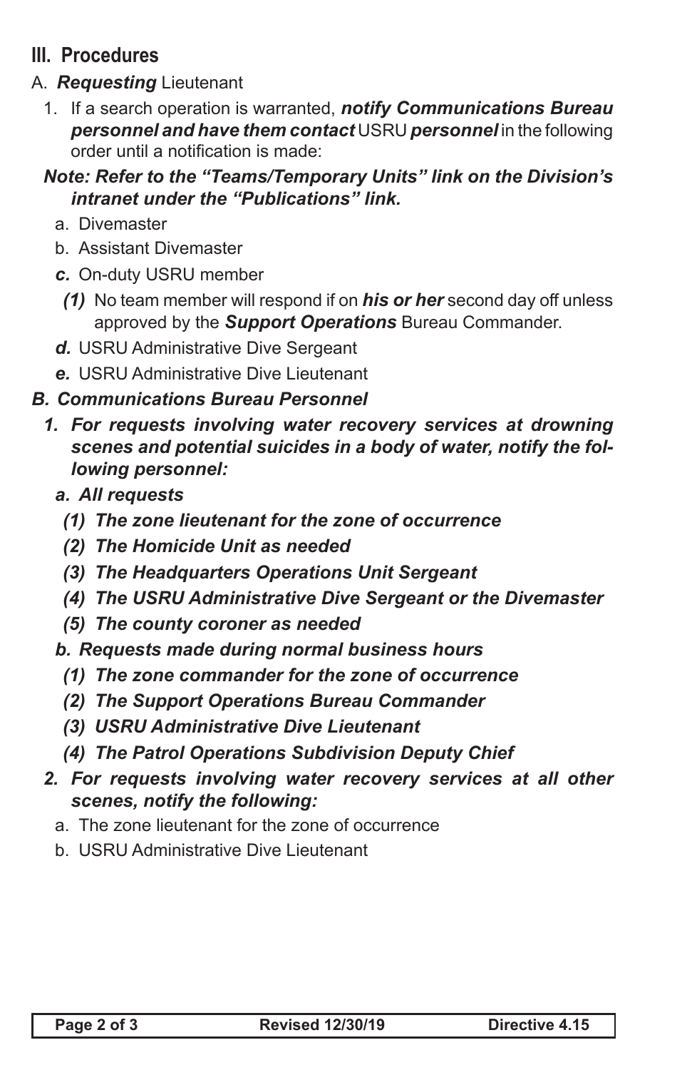## III. Procedures

A. ***Requesting*** Lieutenant

1. If a search operation is warranted, ***notify Communications Bureau personnel and have them contact*** USRU ***personnel*** in the following order until a notification is made:

   ***Note: Refer to the "Teams/Temporary Units" link on the Division's intranet under the "Publications" link.***

   a. Divemaster

   b. Assistant Divemaster

   ***c.*** On-duty USRU member

   ***(1)*** No team member will respond if on ***his or her*** second day off unless approved by the ***Support Operations*** Bureau Commander.

   ***d.*** USRU Administrative Dive Sergeant

   ***e.*** USRU Administrative Dive Lieutenant

***B. Communications Bureau Personnel***

***1. For requests involving water recovery services at drowning scenes and potential suicides in a body of water, notify the following personnel:***

   ***a. All requests***

   ***(1) The zone lieutenant for the zone of occurrence***

   ***(2) The Homicide Unit as needed***

   ***(3) The Headquarters Operations Unit Sergeant***

   ***(4) The USRU Administrative Dive Sergeant or the Divemaster***

   ***(5) The county coroner as needed***

   ***b. Requests made during normal business hours***

   ***(1) The zone commander for the zone of occurrence***

   ***(2) The Support Operations Bureau Commander***

   ***(3) USRU Administrative Dive Lieutenant***

   ***(4) The Patrol Operations Subdivision Deputy Chief***

***2. For requests involving water recovery services at all other scenes, notify the following:***

   a. The zone lieutenant for the zone of occurrence

   b. USRU Administrative Dive Lieutenant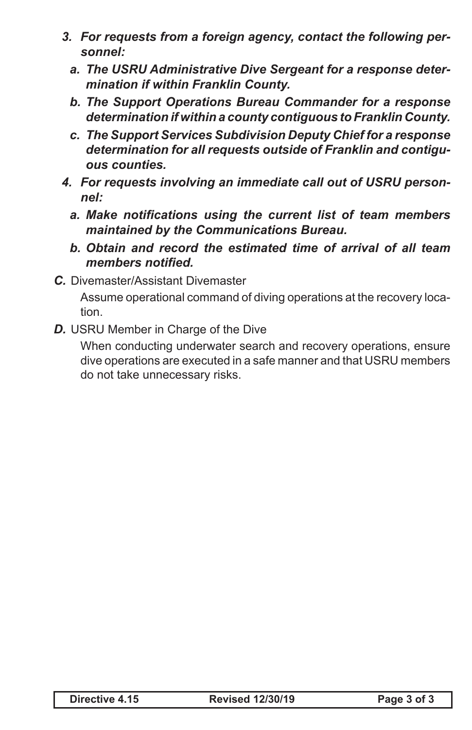3. ***For requests from a foreign agency, contact the following personnel:***
   a. ***The USRU Administrative Dive Sergeant for a response determination if within Franklin County.***
   b. ***The Support Operations Bureau Commander for a response determination if within a county contiguous to Franklin County.***
   c. ***The Support Services Subdivision Deputy Chief for a response determination for all requests outside of Franklin and contiguous counties.***
4. ***For requests involving an immediate call out of USRU personnel:***
   a. ***Make notifications using the current list of team members maintained by the Communications Bureau.***
   b. ***Obtain and record the estimated time of arrival of all team members notified.***

***C.*** Divemaster/Assistant Divemaster

Assume operational command of diving operations at the recovery location.

***D.*** USRU Member in Charge of the Dive

When conducting underwater search and recovery operations, ensure dive operations are executed in a safe manner and that USRU members do not take unnecessary risks.